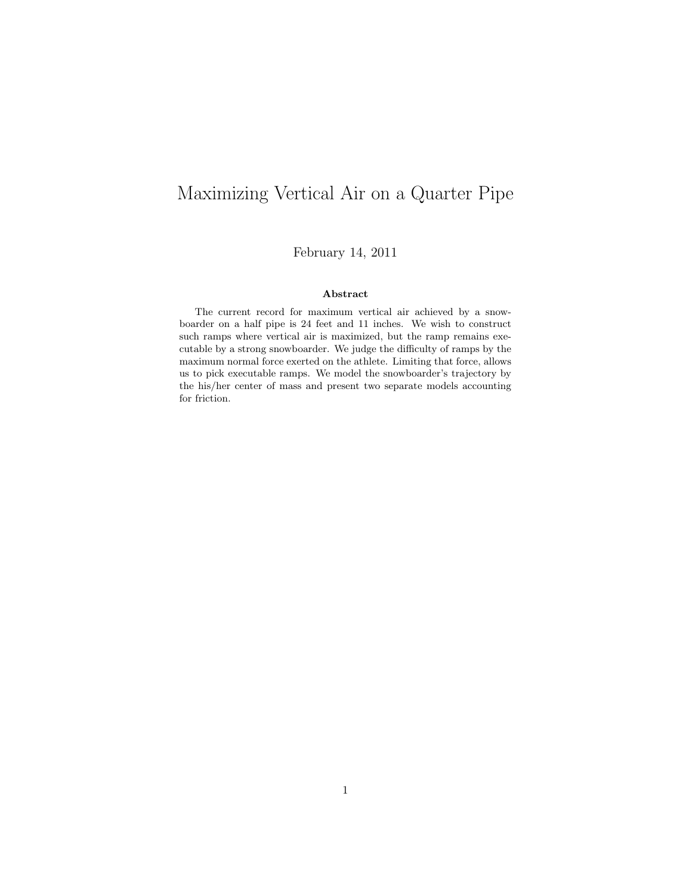# Maximizing Vertical Air on a Quarter Pipe

February 14, 2011

**Abstract**

The current record for maximum vertical air achieved by a snowboarder on a half pipe is 24 feet and 11 inches. We wish to construct such ramps where vertical air is maximized, but the ramp remains executable by a strong snowboarder. We judge the difficulty of ramps by the maximum normal force exerted on the athlete. Limiting that force, allows us to pick executable ramps. We model the snowboarder's trajectory by the his/her center of mass and present two separate models accounting for friction.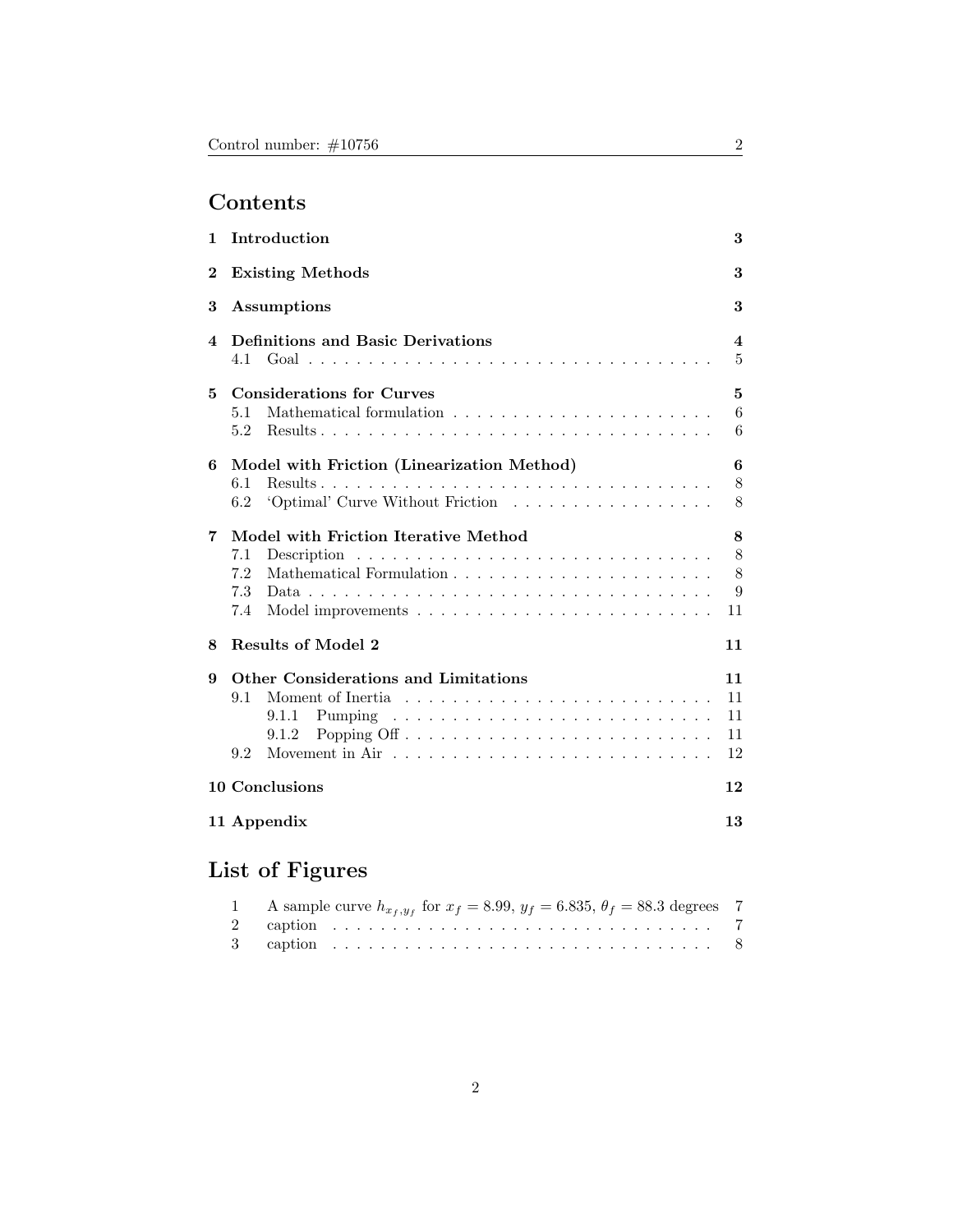# Contents

| | | |
|---|---|---|
| **1** | **Introduction** | **3** |
| **2** | **Existing Methods** | **3** |
| **3** | **Assumptions** | **3** |
| **4** | **Definitions and Basic Derivations** | **4** |
| | 4.1 Goal | 5 |
| **5** | **Considerations for Curves** | **5** |
| | 5.1 Mathematical formulation | 6 |
| | 5.2 Results | 6 |
| **6** | **Model with Friction (Linearization Method)** | **6** |
| | 6.1 Results | 8 |
| | 6.2 'Optimal' Curve Without Friction | 8 |
| **7** | **Model with Friction Iterative Method** | **8** |
| | 7.1 Description | 8 |
| | 7.2 Mathematical Formulation | 8 |
| | 7.3 Data | 9 |
| | 7.4 Model improvements | 11 |
| **8** | **Results of Model 2** | **11** |
| **9** | **Other Considerations and Limitations** | **11** |
| | 9.1 Moment of Inertia | 11 |
| | 9.1.1 Pumping | 11 |
| | 9.1.2 Popping Off | 11 |
| | 9.2 Movement in Air | 12 |
| **10** | **Conclusions** | **12** |
| **11** | **Appendix** | **13** |

# List of Figures

| | | |
|---|---|---|
| 1 | A sample curve $h_{x_f,y_f}$ for $x_f = 8.99$, $y_f = 6.835$, $\theta_f = 88.3$ degrees | 7 |
| 2 | caption | 7 |
| 3 | caption | 8 |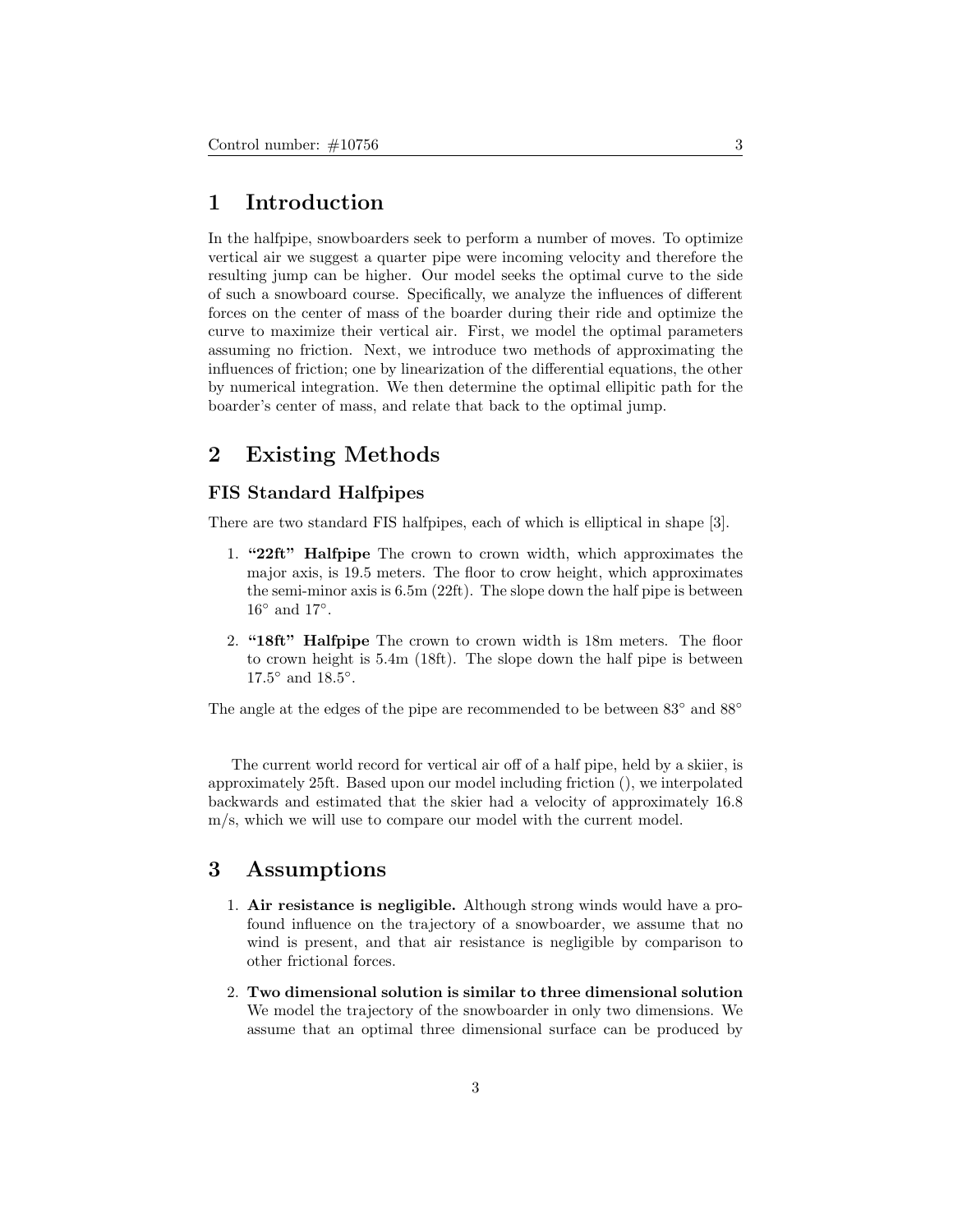# 1 Introduction

In the halfpipe, snowboarders seek to perform a number of moves. To optimize vertical air we suggest a quarter pipe were incoming velocity and therefore the resulting jump can be higher. Our model seeks the optimal curve to the side of such a snowboard course. Specifically, we analyze the influences of different forces on the center of mass of the boarder during their ride and optimize the curve to maximize their vertical air. First, we model the optimal parameters assuming no friction. Next, we introduce two methods of approximating the influences of friction; one by linearization of the differential equations, the other by numerical integration. We then determine the optimal ellipitic path for the boarder's center of mass, and relate that back to the optimal jump.

# 2 Existing Methods

### FIS Standard Halfpipes

There are two standard FIS halfpipes, each of which is elliptical in shape [3].

1. **"22ft" Halfpipe** The crown to crown width, which approximates the major axis, is 19.5 meters. The floor to crow height, which approximates the semi-minor axis is 6.5m (22ft). The slope down the half pipe is between $16^\circ$ and $17^\circ$.
2. **"18ft" Halfpipe** The crown to crown width is 18m meters. The floor to crown height is 5.4m (18ft). The slope down the half pipe is between $17.5^\circ$ and $18.5^\circ$.

The angle at the edges of the pipe are recommended to be between $83^\circ$ and $88^\circ$

The current world record for vertical air off of a half pipe, held by a skiier, is approximately 25ft. Based upon our model including friction (), we interpolated backwards and estimated that the skier had a velocity of approximately 16.8 m/s, which we will use to compare our model with the current model.

# 3 Assumptions

1. **Air resistance is negligible.** Although strong winds would have a profound influence on the trajectory of a snowboarder, we assume that no wind is present, and that air resistance is negligible by comparison to other frictional forces.
2. **Two dimensional solution is similar to three dimensional solution** We model the trajectory of the snowboarder in only two dimensions. We assume that an optimal three dimensional surface can be produced by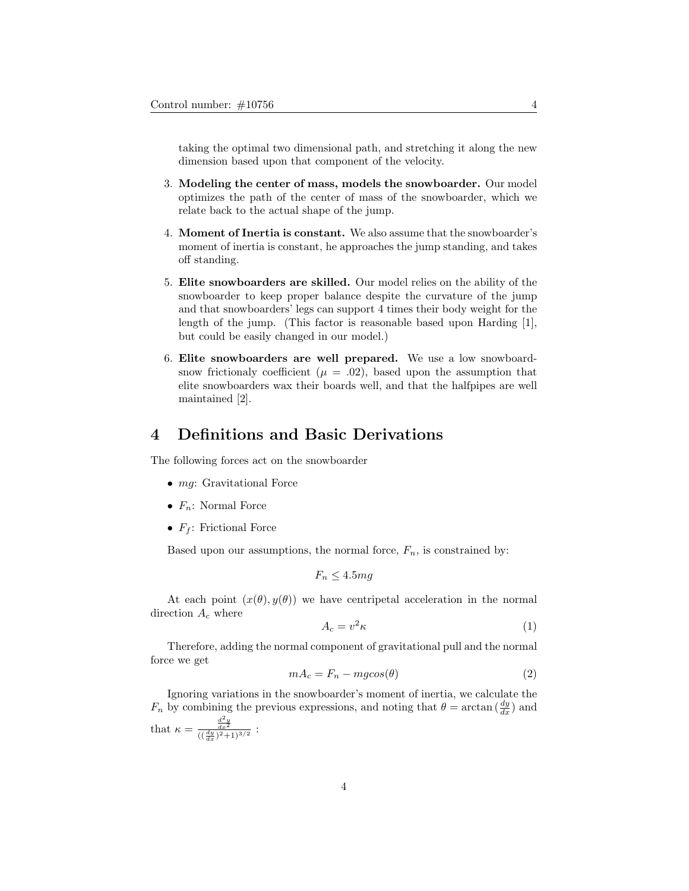taking the optimal two dimensional path, and stretching it along the new dimension based upon that component of the velocity.

3. **Modeling the center of mass, models the snowboarder.** Our model optimizes the path of the center of mass of the snowboarder, which we relate back to the actual shape of the jump.
4. **Moment of Inertia is constant.** We also assume that the snowboarder's moment of inertia is constant, he approaches the jump standing, and takes off standing.
5. **Elite snowboarders are skilled.** Our model relies on the ability of the snowboarder to keep proper balance despite the curvature of the jump and that snowboarders' legs can support 4 times their body weight for the length of the jump. (This factor is reasonable based upon Harding [1], but could be easily changed in our model.)
6. **Elite snowboarders are well prepared.** We use a low snowboard-snow frictionaly coefficient ($\mu = .02$), based upon the assumption that elite snowboarders wax their boards well, and that the halfpipes are well maintained [2].

# 4 Definitions and Basic Derivations

The following forces act on the snowboarder

- $mg$: Gravitational Force
- $F_n$: Normal Force
- $F_f$: Frictional Force

Based upon our assumptions, the normal force, $F_n$, is constrained by:

$$F_n \leq 4.5mg$$

At each point $(x(\theta), y(\theta))$ we have centripetal acceleration in the normal direction $A_c$ where

$$A_c = v^2\kappa \tag{1}$$

Therefore, adding the normal component of gravitational pull and the normal force we get

$$mA_c = F_n - mgcos(\theta) \tag{2}$$

Ignoring variations in the snowboarder's moment of inertia, we calculate the $F_n$ by combining the previous expressions, and noting that $\theta = \arctan\left(\frac{dy}{dx}\right)$ and that $\kappa = \frac{\frac{d^2y}{dx^2}}{((\frac{dy}{dx})^2+1)^{3/2}}$ :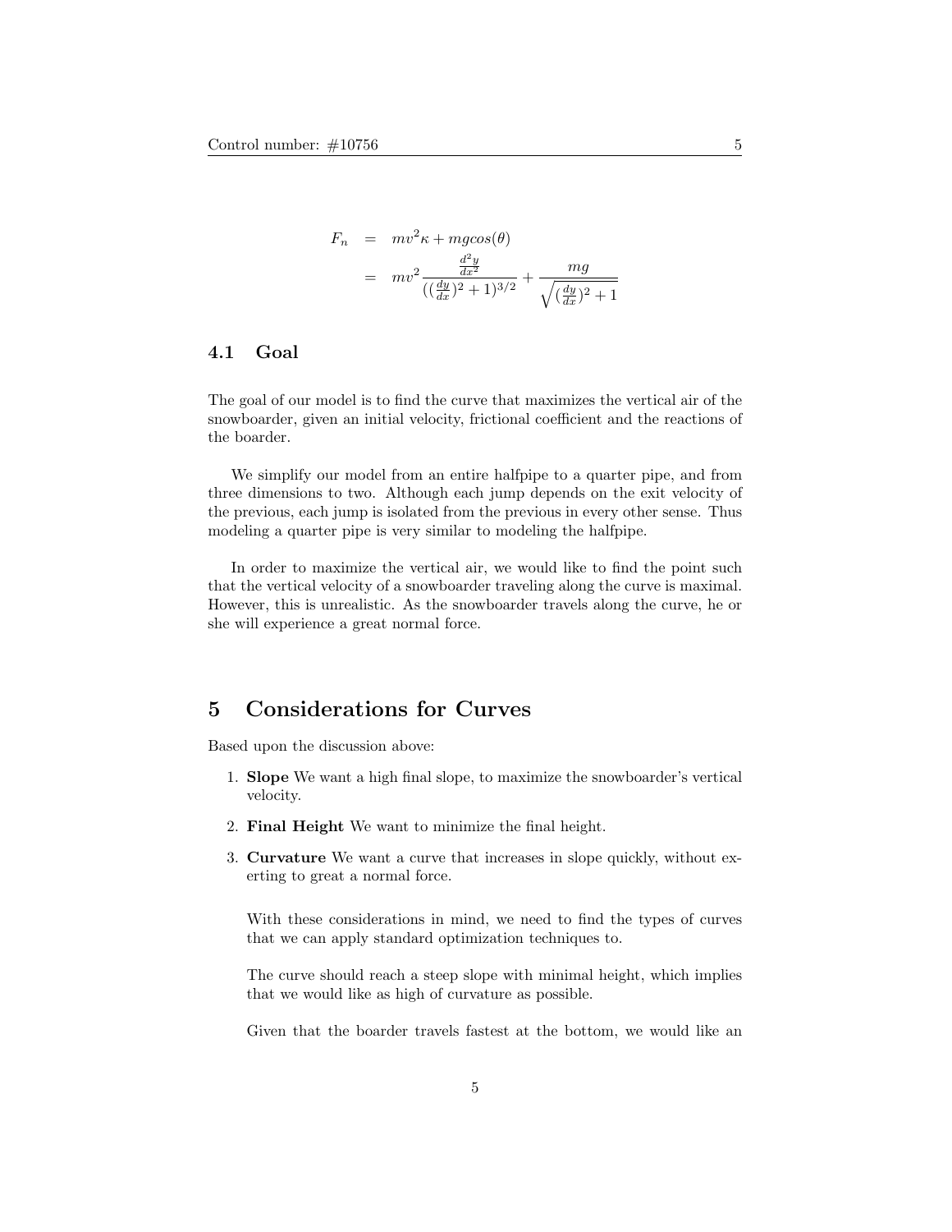$$
\begin{aligned}
F_n &= mv^2\kappa + mgcos(\theta) \\
&= mv^2\frac{\frac{d^2y}{dx^2}}{((\frac{dy}{dx})^2+1)^{3/2}} + \frac{mg}{\sqrt{(\frac{dy}{dx})^2+1}}
\end{aligned}
$$

### 4.1 Goal

The goal of our model is to find the curve that maximizes the vertical air of the snowboarder, given an initial velocity, frictional coefficient and the reactions of the boarder.

We simplify our model from an entire halfpipe to a quarter pipe, and from three dimensions to two. Although each jump depends on the exit velocity of the previous, each jump is isolated from the previous in every other sense. Thus modeling a quarter pipe is very similar to modeling the halfpipe.

In order to maximize the vertical air, we would like to find the point such that the vertical velocity of a snowboarder traveling along the curve is maximal. However, this is unrealistic. As the snowboarder travels along the curve, he or she will experience a great normal force.

## 5 Considerations for Curves

Based upon the discussion above:

1. **Slope** We want a high final slope, to maximize the snowboarder's vertical velocity.
2. **Final Height** We want to minimize the final height.
3. **Curvature** We want a curve that increases in slope quickly, without exerting to great a normal force.

   With these considerations in mind, we need to find the types of curves that we can apply standard optimization techniques to.

   The curve should reach a steep slope with minimal height, which implies that we would like as high of curvature as possible.

   Given that the boarder travels fastest at the bottom, we would like an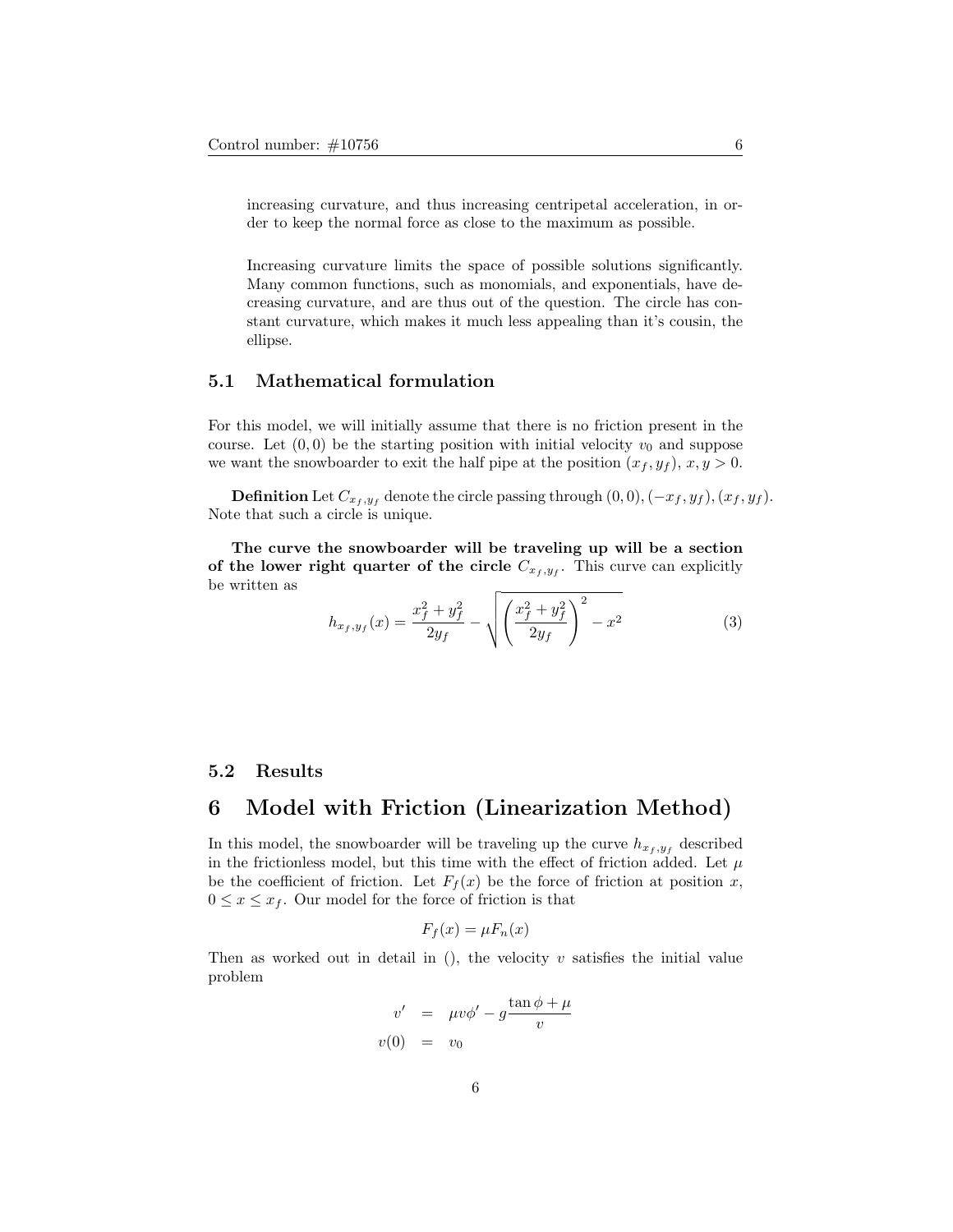increasing curvature, and thus increasing centripetal acceleration, in order to keep the normal force as close to the maximum as possible.

Increasing curvature limits the space of possible solutions significantly. Many common functions, such as monomials, and exponentials, have decreasing curvature, and are thus out of the question. The circle has constant curvature, which makes it much less appealing than it's cousin, the ellipse.

### 5.1 Mathematical formulation

For this model, we will initially assume that there is no friction present in the course. Let $(0,0)$ be the starting position with initial velocity $v_0$ and suppose we want the snowboarder to exit the half pipe at the position $(x_f, y_f)$, $x, y > 0$.

**Definition** Let $C_{x_f,y_f}$ denote the circle passing through $(0,0), (-x_f, y_f), (x_f, y_f)$. Note that such a circle is unique.

**The curve the snowboarder will be traveling up will be a section of the lower right quarter of the circle** $C_{x_f,y_f}$. This curve can explicitly be written as

$$h_{x_f,y_f}(x) = \frac{x_f^2 + y_f^2}{2y_f} - \sqrt{\left(\frac{x_f^2 + y_f^2}{2y_f}\right)^2 - x^2} \tag{3}$$

### 5.2 Results

## 6 Model with Friction (Linearization Method)

In this model, the snowboarder will be traveling up the curve $h_{x_f,y_f}$ described in the frictionless model, but this time with the effect of friction added. Let $\mu$ be the coefficient of friction. Let $F_f(x)$ be the force of friction at position $x$, $0 \le x \le x_f$. Our model for the force of friction is that

$$F_f(x) = \mu F_n(x)$$

Then as worked out in detail in (), the velocity $v$ satisfies the initial value problem

$$\begin{aligned} v' &= \mu v \phi' - g\frac{\tan\phi + \mu}{v} \\ v(0) &= v_0 \end{aligned}$$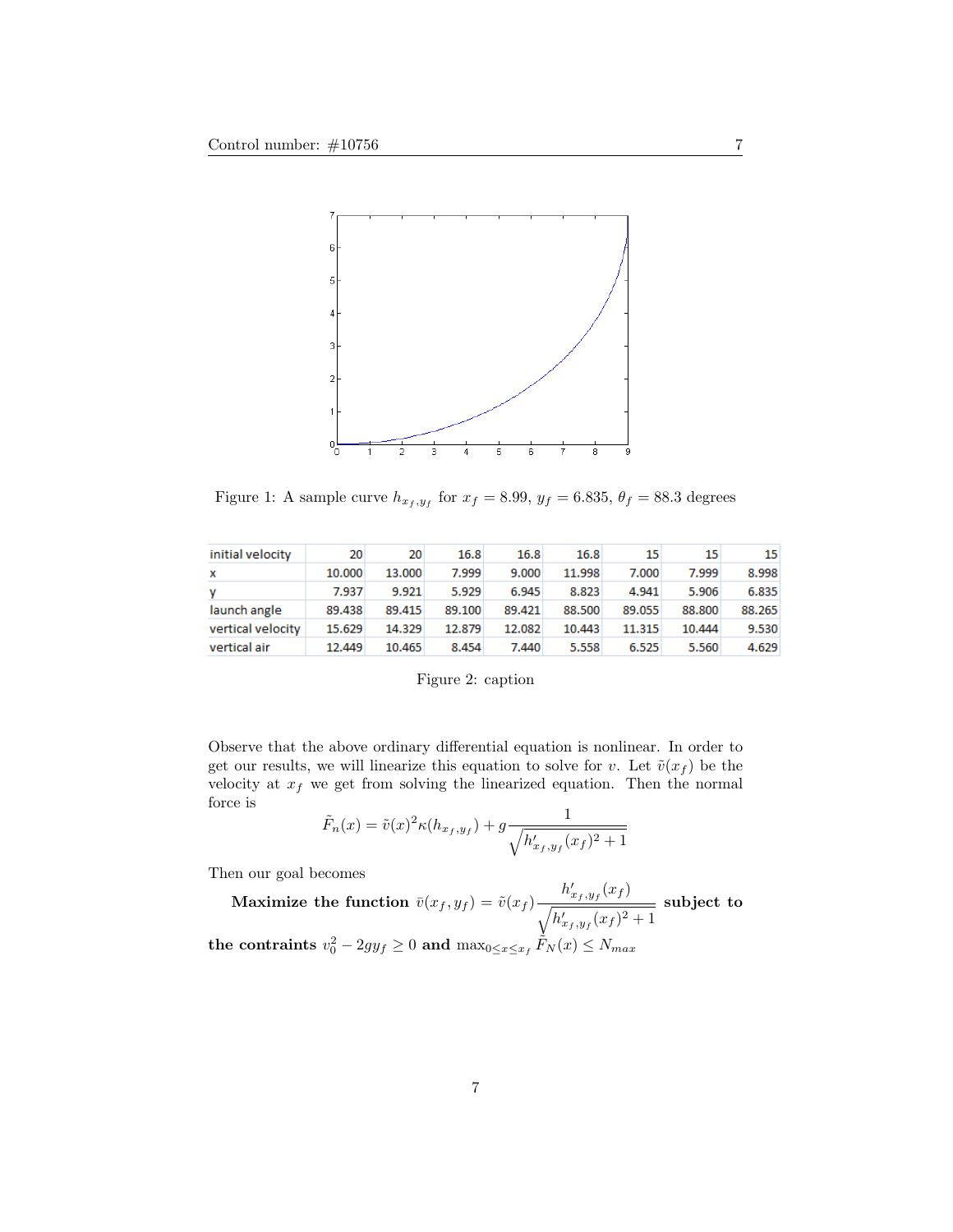Figure 1: A sample curve $h_{x_f,y_f}$ for $x_f = 8.99$, $y_f = 6.835$, $\theta_f = 88.3$ degrees

| initial velocity | 20 | 20 | 16.8 | 16.8 | 16.8 | 15 | 15 | 15 |
|---|---|---|---|---|---|---|---|---|
| x | 10.000 | 13.000 | 7.999 | 9.000 | 11.998 | 7.000 | 7.999 | 8.998 |
| y | 7.937 | 9.921 | 5.929 | 6.945 | 8.823 | 4.941 | 5.906 | 6.835 |
| launch angle | 89.438 | 89.415 | 89.100 | 89.421 | 88.500 | 89.055 | 88.800 | 88.265 |
| vertical velocity | 15.629 | 14.329 | 12.879 | 12.082 | 10.443 | 11.315 | 10.444 | 9.530 |
| vertical air | 12.449 | 10.465 | 8.454 | 7.440 | 5.558 | 6.525 | 5.560 | 4.629 |

Figure 2: caption

Observe that the above ordinary differential equation is nonlinear. In order to get our results, we will linearize this equation to solve for $v$. Let $\tilde{v}(x_f)$ be the velocity at $x_f$ we get from solving the linearized equation. Then the normal force is

$$\tilde{F}_n(x) = \tilde{v}(x)^2\kappa(h_{x_f,y_f}) + g\frac{1}{\sqrt{h'_{x_f,y_f}(x_f)^2 + 1}}$$

Then our goal becomes

**Maximize the function** $\bar{v}(x_f, y_f) = \tilde{v}(x_f)\dfrac{h'_{x_f,y_f}(x_f)}{\sqrt{h'_{x_f,y_f}(x_f)^2 + 1}}$ **subject to the contraints** $v_0^2 - 2gy_f \geq 0$ **and** $\max_{0 \leq x \leq x_f} \tilde{F}_N(x) \leq N_{max}$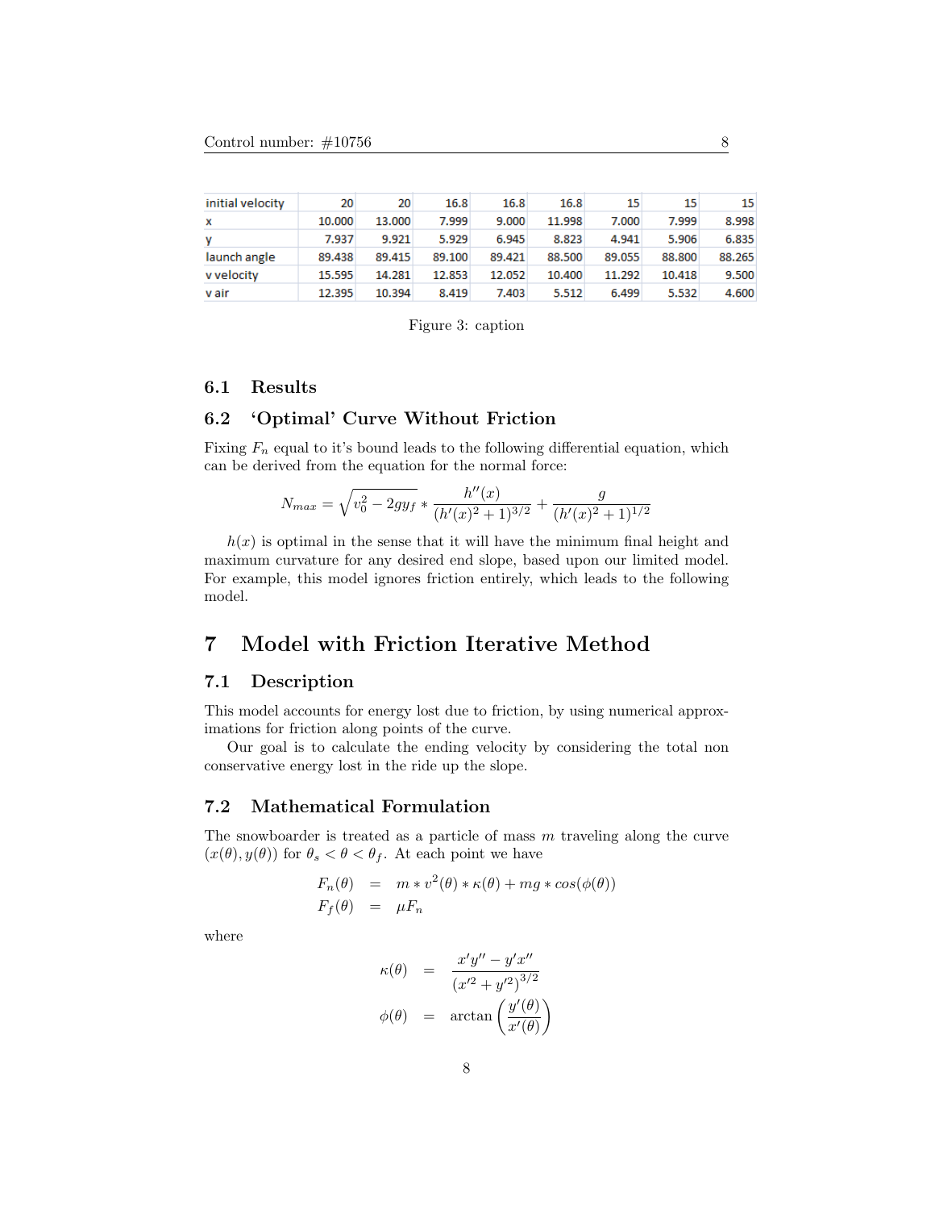| initial velocity | 20 | 20 | 16.8 | 16.8 | 16.8 | 15 | 15 | 15 |
|---|---|---|---|---|---|---|---|---|
| x | 10.000 | 13.000 | 7.999 | 9.000 | 11.998 | 7.000 | 7.999 | 8.998 |
| y | 7.937 | 9.921 | 5.929 | 6.945 | 8.823 | 4.941 | 5.906 | 6.835 |
| launch angle | 89.438 | 89.415 | 89.100 | 89.421 | 88.500 | 89.055 | 88.800 | 88.265 |
| v velocity | 15.595 | 14.281 | 12.853 | 12.052 | 10.400 | 11.292 | 10.418 | 9.500 |
| v air | 12.395 | 10.394 | 8.419 | 7.403 | 5.512 | 6.499 | 5.532 | 4.600 |

Figure 3: caption

### 6.1 Results

### 6.2 'Optimal' Curve Without Friction

Fixing $F_n$ equal to it's bound leads to the following differential equation, which can be derived from the equation for the normal force:

$$N_{max} = \sqrt{v_0^2 - 2gy_f} * \frac{h''(x)}{(h'(x)^2+1)^{3/2}} + \frac{g}{(h'(x)^2+1)^{1/2}}$$

$h(x)$ is optimal in the sense that it will have the minimum final height and maximum curvature for any desired end slope, based upon our limited model. For example, this model ignores friction entirely, which leads to the following model.

## 7 Model with Friction Iterative Method

### 7.1 Description

This model accounts for energy lost due to friction, by using numerical approximations for friction along points of the curve.

Our goal is to calculate the ending velocity by considering the total non conservative energy lost in the ride up the slope.

### 7.2 Mathematical Formulation

The snowboarder is treated as a particle of mass $m$ traveling along the curve $(x(\theta), y(\theta))$ for $\theta_s < \theta < \theta_f$. At each point we have

$$\begin{aligned} F_n(\theta) &= m * v^2(\theta) * \kappa(\theta) + mg * cos(\phi(\theta)) \\ F_f(\theta) &= \mu F_n \end{aligned}$$

where

$$\begin{aligned} \kappa(\theta) &= \frac{x'y'' - y'x''}{(x'^2 + y'^2)^{3/2}} \\ \phi(\theta) &= \arctan\left(\frac{y'(\theta)}{x'(\theta)}\right) \end{aligned}$$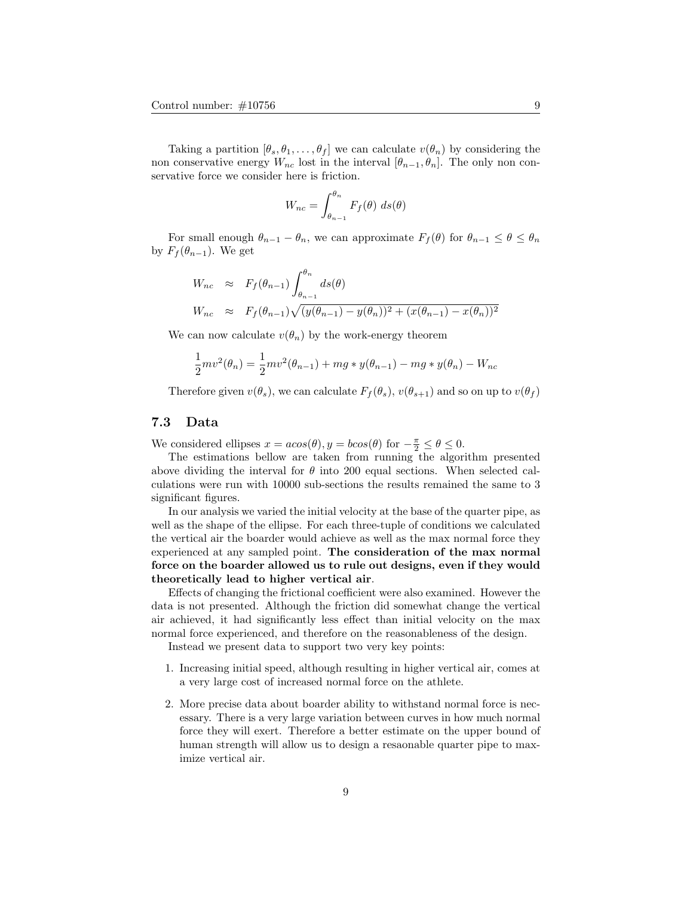Taking a partition $[\theta_s, \theta_1, \ldots, \theta_f]$ we can calculate $v(\theta_n)$ by considering the non conservative energy $W_{nc}$ lost in the interval $[\theta_{n-1}, \theta_n]$. The only non conservative force we consider here is friction.

$$W_{nc} = \int_{\theta_{n-1}}^{\theta_n} F_f(\theta)\ ds(\theta)$$

For small enough $\theta_{n-1} - \theta_n$, we can approximate $F_f(\theta)$ for $\theta_{n-1} \leq \theta \leq \theta_n$ by $F_f(\theta_{n-1})$. We get

$$\begin{aligned} W_{nc} &\approx F_f(\theta_{n-1}) \int_{\theta_{n-1}}^{\theta_n} ds(\theta) \\ W_{nc} &\approx F_f(\theta_{n-1}) \sqrt{(y(\theta_{n-1}) - y(\theta_n))^2 + (x(\theta_{n-1}) - x(\theta_n))^2} \end{aligned}$$

We can now calculate $v(\theta_n)$ by the work-energy theorem

$$\frac{1}{2}mv^2(\theta_n) = \frac{1}{2}mv^2(\theta_{n-1}) + mg * y(\theta_{n-1}) - mg * y(\theta_n) - W_{nc}$$

Therefore given $v(\theta_s)$, we can calculate $F_f(\theta_s)$, $v(\theta_{s+1})$ and so on up to $v(\theta_f)$

### 7.3 Data

We considered ellipses $x = acos(\theta), y = bcos(\theta)$ for $-\frac{\pi}{2} \leq \theta \leq 0$.

The estimations bellow are taken from running the algorithm presented above dividing the interval for $\theta$ into 200 equal sections. When selected calculations were run with 10000 sub-sections the results remained the same to 3 significant figures.

In our analysis we varied the initial velocity at the base of the quarter pipe, as well as the shape of the ellipse. For each three-tuple of conditions we calculated the vertical air the boarder would achieve as well as the max normal force they experienced at any sampled point. **The consideration of the max normal force on the boarder allowed us to rule out designs, even if they would theoretically lead to higher vertical air**.

Effects of changing the frictional coefficient were also examined. However the data is not presented. Although the friction did somewhat change the vertical air achieved, it had significantly less effect than initial velocity on the max normal force experienced, and therefore on the reasonableness of the design.

Instead we present data to support two very key points:

1. Increasing initial speed, although resulting in higher vertical air, comes at a very large cost of increased normal force on the athlete.
2. More precise data about boarder ability to withstand normal force is necessary. There is a very large variation between curves in how much normal force they will exert. Therefore a better estimate on the upper bound of human strength will allow us to design a resaonable quarter pipe to maximize vertical air.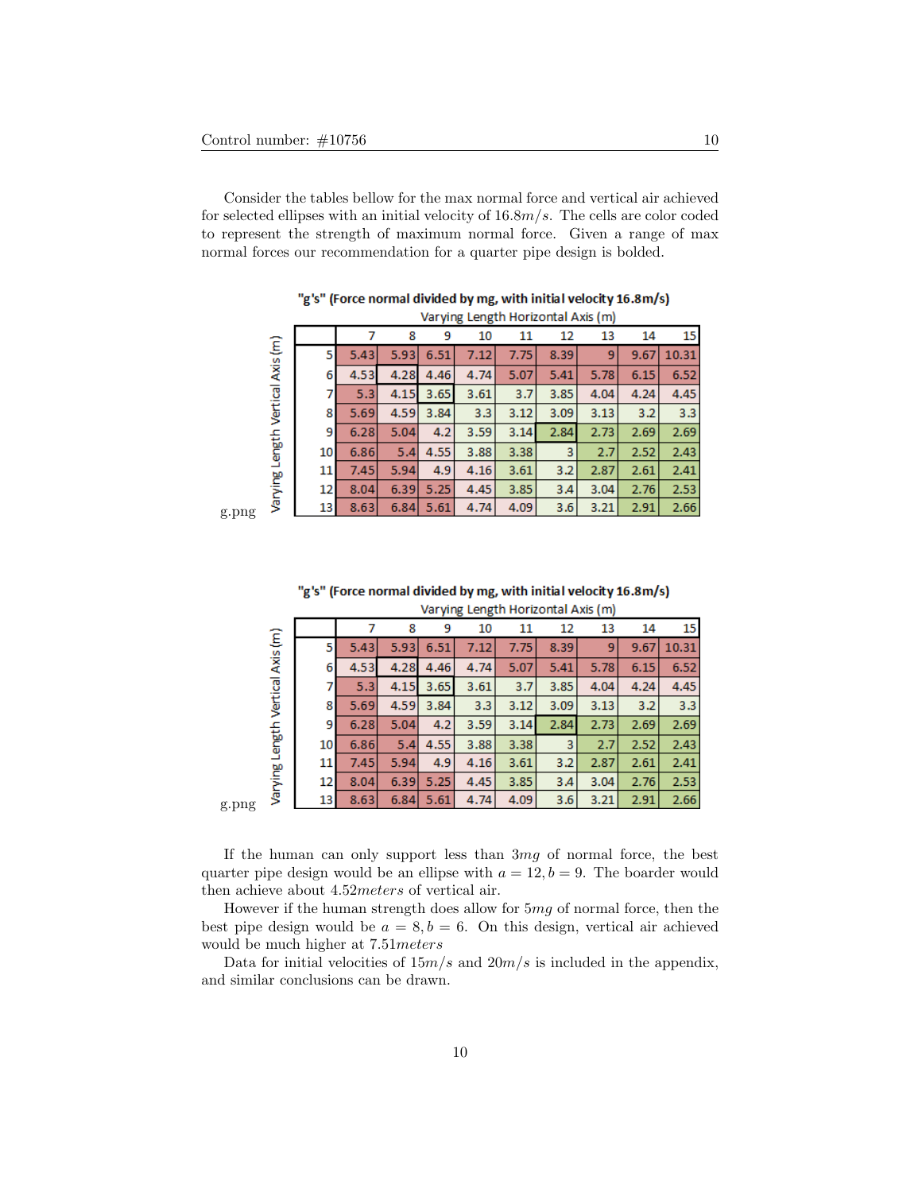Consider the tables bellow for the max normal force and vertical air achieved for selected ellipses with an initial velocity of $16.8m/s$. The cells are color coded to represent the strength of maximum normal force. Given a range of max normal forces our recommendation for a quarter pipe design is bolded.

"g's" (Force normal divided by mg, with initial velocity 16.8m/s)

| Varying Length Vertical Axis (m) \ Varying Length Horizontal Axis (m) | 7 | 8 | 9 | 10 | 11 | 12 | 13 | 14 | 15 |
|---|---|---|---|---|---|---|---|---|---|
| 5 | 5.43 | 5.93 | 6.51 | 7.12 | 7.75 | 8.39 | 9 | 9.67 | 10.31 |
| 6 | 4.53 | 4.28 | 4.46 | 4.74 | 5.07 | 5.41 | 5.78 | 6.15 | 6.52 |
| 7 | 5.3 | 4.15 | 3.65 | 3.61 | 3.7 | 3.85 | 4.04 | 4.24 | 4.45 |
| 8 | 5.69 | 4.59 | 3.84 | 3.3 | 3.12 | 3.09 | 3.13 | 3.2 | 3.3 |
| 9 | 6.28 | 5.04 | 4.2 | 3.59 | 3.14 | 2.84 | 2.73 | 2.69 | 2.69 |
| 10 | 6.86 | 5.4 | 4.55 | 3.88 | 3.38 | 3 | 2.7 | 2.52 | 2.43 |
| 11 | 7.45 | 5.94 | 4.9 | 4.16 | 3.61 | 3.2 | 2.87 | 2.61 | 2.41 |
| 12 | 8.04 | 6.39 | 5.25 | 4.45 | 3.85 | 3.4 | 3.04 | 2.76 | 2.53 |
| 13 | 8.63 | 6.84 | 5.61 | 4.74 | 4.09 | 3.6 | 3.21 | 2.91 | 2.66 |

g.png

"g's" (Force normal divided by mg, with initial velocity 16.8m/s)

| Varying Length Vertical Axis (m) \ Varying Length Horizontal Axis (m) | 7 | 8 | 9 | 10 | 11 | 12 | 13 | 14 | 15 |
|---|---|---|---|---|---|---|---|---|---|
| 5 | 5.43 | 5.93 | 6.51 | 7.12 | 7.75 | 8.39 | 9 | 9.67 | 10.31 |
| 6 | 4.53 | 4.28 | 4.46 | 4.74 | 5.07 | 5.41 | 5.78 | 6.15 | 6.52 |
| 7 | 5.3 | 4.15 | 3.65 | 3.61 | 3.7 | 3.85 | 4.04 | 4.24 | 4.45 |
| 8 | 5.69 | 4.59 | 3.84 | 3.3 | 3.12 | 3.09 | 3.13 | 3.2 | 3.3 |
| 9 | 6.28 | 5.04 | 4.2 | 3.59 | 3.14 | 2.84 | 2.73 | 2.69 | 2.69 |
| 10 | 6.86 | 5.4 | 4.55 | 3.88 | 3.38 | 3 | 2.7 | 2.52 | 2.43 |
| 11 | 7.45 | 5.94 | 4.9 | 4.16 | 3.61 | 3.2 | 2.87 | 2.61 | 2.41 |
| 12 | 8.04 | 6.39 | 5.25 | 4.45 | 3.85 | 3.4 | 3.04 | 2.76 | 2.53 |
| 13 | 8.63 | 6.84 | 5.61 | 4.74 | 4.09 | 3.6 | 3.21 | 2.91 | 2.66 |

g.png

If the human can only support less than $3mg$ of normal force, the best quarter pipe design would be an ellipse with $a = 12, b = 9$. The boarder would then achieve about $4.52 meters$ of vertical air.

However if the human strength does allow for $5mg$ of normal force, then the best pipe design would be $a = 8, b = 6$. On this design, vertical air achieved would be much higher at $7.51 meters$

Data for initial velocities of $15m/s$ and $20m/s$ is included in the appendix, and similar conclusions can be drawn.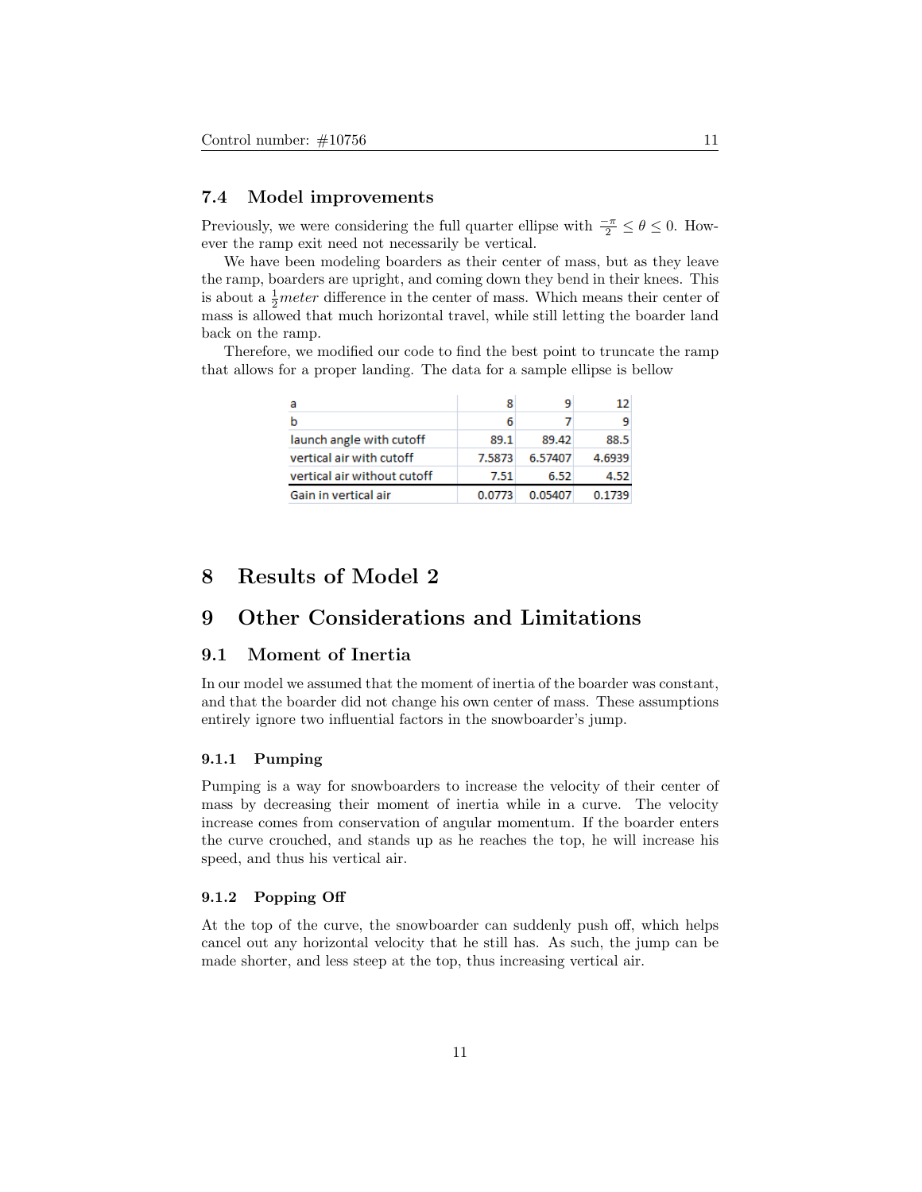### 7.4 Model improvements

Previously, we were considering the full quarter ellipse with $\frac{-\pi}{2} \leq \theta \leq 0$. However the ramp exit need not necessarily be vertical.

We have been modeling boarders as their center of mass, but as they leave the ramp, boarders are upright, and coming down they bend in their knees. This is about a $\frac{1}{2} meter$ difference in the center of mass. Which means their center of mass is allowed that much horizontal travel, while still letting the boarder land back on the ramp.

Therefore, we modified our code to find the best point to truncate the ramp that allows for a proper landing. The data for a sample ellipse is bellow

| a | 8 | 9 | 12 |
|---|---|---|---|
| b | 6 | 7 | 9 |
| launch angle with cutoff | 89.1 | 89.42 | 88.5 |
| vertical air with cutoff | 7.5873 | 6.57407 | 4.6939 |
| vertical air without cutoff | 7.51 | 6.52 | 4.52 |
| Gain in vertical air | 0.0773 | 0.05407 | 0.1739 |

# 8 Results of Model 2

# 9 Other Considerations and Limitations

## 9.1 Moment of Inertia

In our model we assumed that the moment of inertia of the boarder was constant, and that the boarder did not change his own center of mass. These assumptions entirely ignore two influential factors in the snowboarder's jump.

#### 9.1.1 Pumping

Pumping is a way for snowboarders to increase the velocity of their center of mass by decreasing their moment of inertia while in a curve. The velocity increase comes from conservation of angular momentum. If the boarder enters the curve crouched, and stands up as he reaches the top, he will increase his speed, and thus his vertical air.

#### 9.1.2 Popping Off

At the top of the curve, the snowboarder can suddenly push off, which helps cancel out any horizontal velocity that he still has. As such, the jump can be made shorter, and less steep at the top, thus increasing vertical air.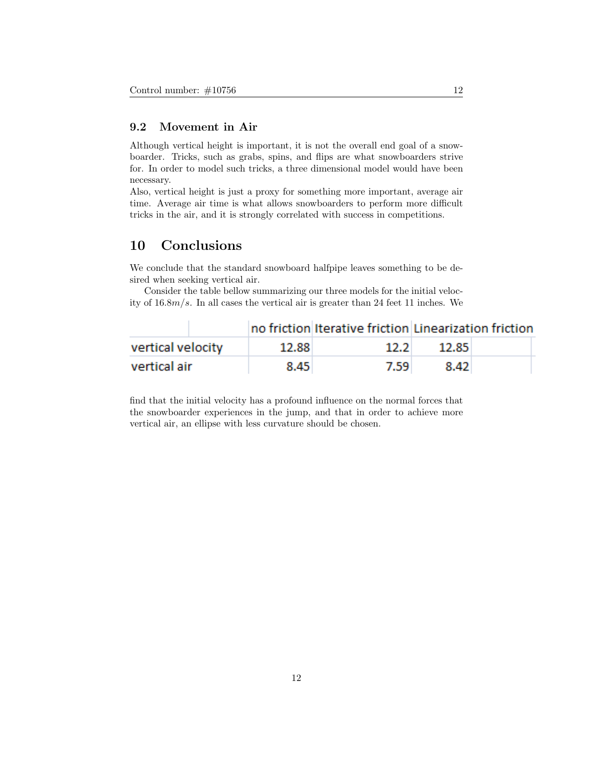### 9.2 Movement in Air

Although vertical height is important, it is not the overall end goal of a snowboarder. Tricks, such as grabs, spins, and flips are what snowboarders strive for. In order to model such tricks, a three dimensional model would have been necessary.
Also, vertical height is just a proxy for something more important, average air time. Average air time is what allows snowboarders to perform more difficult tricks in the air, and it is strongly correlated with success in competitions.

## 10 Conclusions

We conclude that the standard snowboard halfpipe leaves something to be desired when seeking vertical air.

Consider the table bellow summarizing our three models for the initial velocity of $16.8m/s$. In all cases the vertical air is greater than 24 feet 11 inches. We

| | no friction | Iterative friction | Linearization friction |
|---|---|---|---|
| vertical velocity | 12.88 | 12.2 | 12.85 |
| vertical air | 8.45 | 7.59 | 8.42 |

find that the initial velocity has a profound influence on the normal forces that the snowboarder experiences in the jump, and that in order to achieve more vertical air, an ellipse with less curvature should be chosen.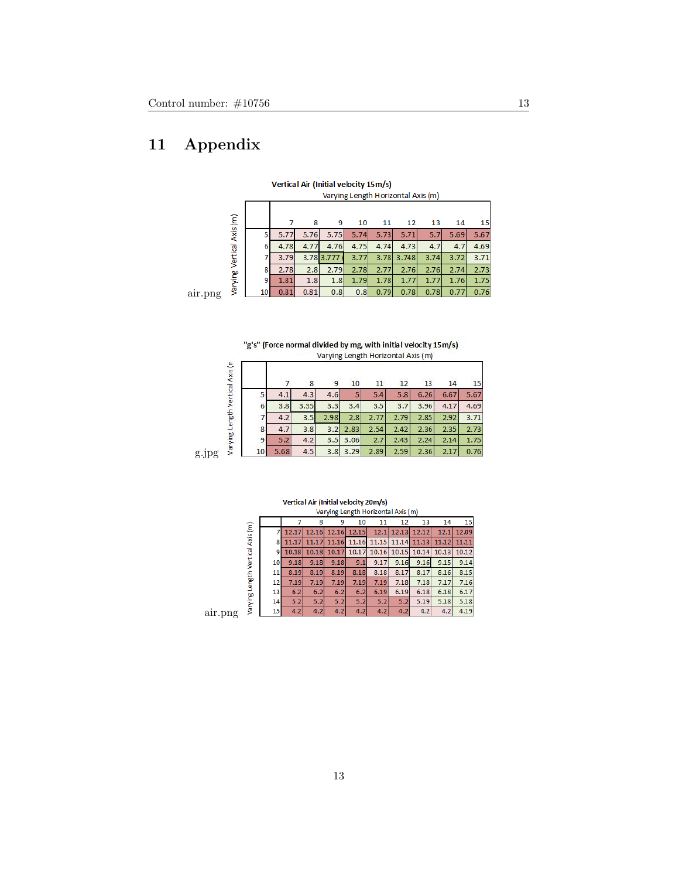# 11 Appendix

**Vertical Air (Initial velocity 15m/s)**

Varying Length Horizontal Axis (m) / Varying Vertical Axis (m)

| | 7 | 8 | 9 | 10 | 11 | 12 | 13 | 14 | 15 |
|---|---|---|---|---|---|---|---|---|---|
| 5 | 5.77 | 5.76 | 5.75 | 5.74 | 5.73 | 5.71 | 5.7 | 5.69 | 5.67 |
| 6 | 4.78 | 4.77 | 4.76 | 4.75 | 4.74 | 4.73 | 4.7 | 4.7 | 4.69 |
| 7 | 3.79 | 3.78 | 3.777 | 3.77 | 3.78 | 3.748 | 3.74 | 3.72 | 3.71 |
| 8 | 2.78 | 2.8 | 2.79 | 2.78 | 2.77 | 2.76 | 2.76 | 2.74 | 2.73 |
| 9 | 1.81 | 1.8 | 1.8 | 1.79 | 1.78 | 1.77 | 1.77 | 1.76 | 1.75 |
| 10 | 0.81 | 0.81 | 0.8 | 0.8 | 0.79 | 0.78 | 0.78 | 0.77 | 0.76 |

air.png

**"g's" (Force normal divided by mg, with initial velocity 15m/s)**

Varying Length Horizontal Axis (m) / Varying Length Vertical Axis (m)

| | 7 | 8 | 9 | 10 | 11 | 12 | 13 | 14 | 15 |
|---|---|---|---|---|---|---|---|---|---|
| 5 | 4.1 | 4.3 | 4.6 | 5 | 5.4 | 5.8 | 6.26 | 6.67 | 5.67 |
| 6 | 3.8 | 3.35 | 3.3 | 3.4 | 3.5 | 3.7 | 3.96 | 4.17 | 4.69 |
| 7 | 4.2 | 3.5 | 2.98 | 2.8 | 2.77 | 2.79 | 2.85 | 2.92 | 3.71 |
| 8 | 4.7 | 3.8 | 3.2 | 2.83 | 2.54 | 2.42 | 2.36 | 2.35 | 2.73 |
| 9 | 5.2 | 4.2 | 3.5 | 3.06 | 2.7 | 2.43 | 2.24 | 2.14 | 1.75 |
| 10 | 5.68 | 4.5 | 3.8 | 3.29 | 2.89 | 2.59 | 2.36 | 2.17 | 0.76 |

g.jpg

**Vertical Air (Initial velocity 20m/s)**

Varying Length Horizontal Axis (m) / Varying Length Vertical Axis (m)

| | 7 | 8 | 9 | 10 | 11 | 12 | 13 | 14 | 15 |
|---|---|---|---|---|---|---|---|---|---|
| 7 | 12.17 | 12.16 | 12.16 | 12.15 | 12.1 | 12.13 | 12.12 | 12.1 | 12.09 |
| 8 | 11.17 | 11.17 | 11.16 | 11.16 | 11.15 | 11.14 | 11.13 | 11.12 | 11.11 |
| 9 | 10.18 | 10.18 | 10.17 | 10.17 | 10.16 | 10.15 | 10.14 | 10.13 | 10.12 |
| 10 | 9.18 | 9.18 | 9.18 | 9.1 | 9.17 | 9.16 | 9.16 | 9.15 | 9.14 |
| 11 | 8.19 | 8.19 | 8.19 | 8.18 | 8.18 | 8.17 | 8.17 | 8.16 | 8.15 |
| 12 | 7.19 | 7.19 | 7.19 | 7.19 | 7.19 | 7.18 | 7.18 | 7.17 | 7.16 |
| 13 | 6.2 | 6.2 | 6.2 | 6.2 | 6.19 | 6.19 | 6.18 | 6.18 | 6.17 |
| 14 | 5.2 | 5.2 | 5.2 | 5.2 | 5.2 | 5.2 | 5.19 | 5.18 | 5.18 |
| 15 | 4.2 | 4.2 | 4.2 | 4.2 | 4.2 | 4.2 | 4.2 | 4.2 | 4.19 |

air.png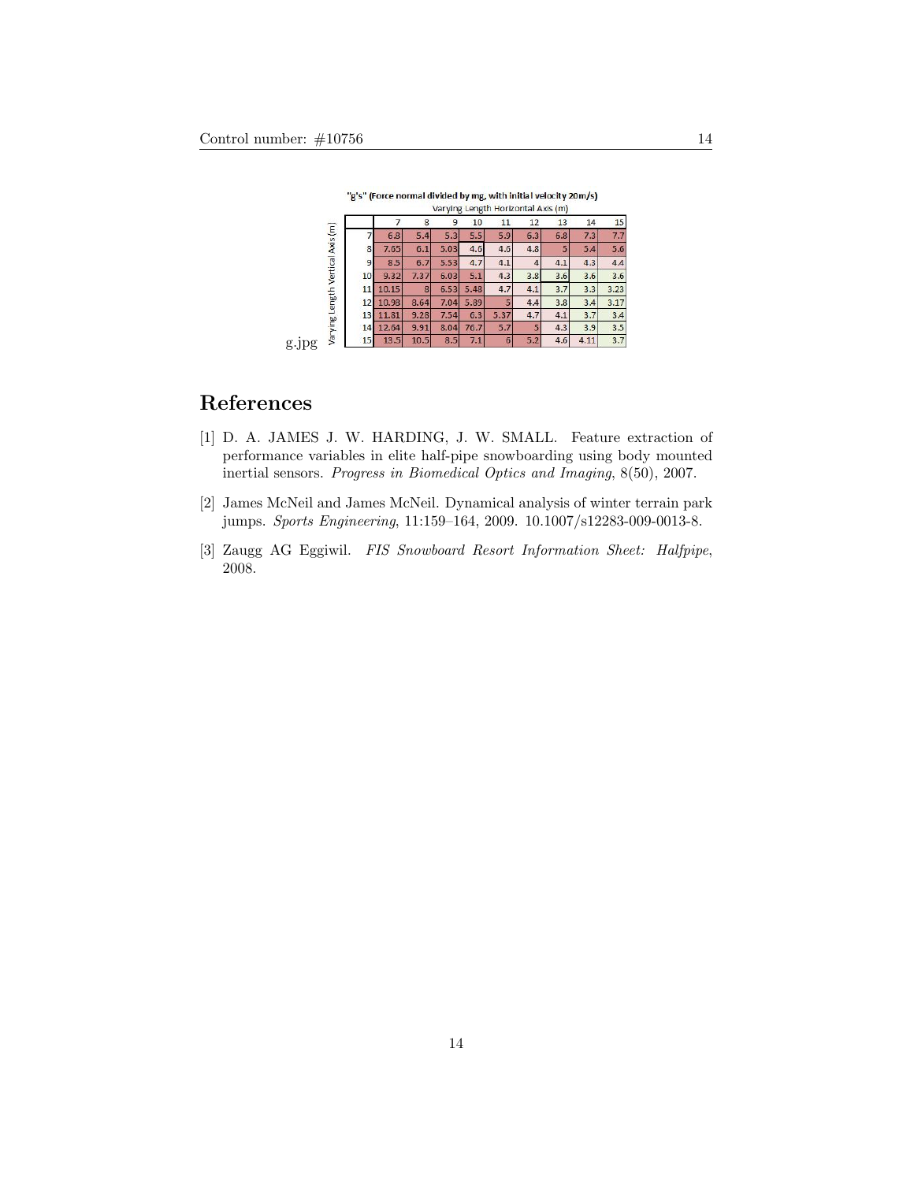"g's" (Force normal divided by mg, with initial velocity 20m/s)

| Varying Length Vertical Axis (m) \ Varying Length Horizontal Axis (m) | 7 | 8 | 9 | 10 | 11 | 12 | 13 | 14 | 15 |
|---|---|---|---|---|---|---|---|---|---|
| 7 | 6.8 | 5.4 | 5.3 | 5.5 | 5.9 | 6.3 | 6.8 | 7.3 | 7.7 |
| 8 | 7.65 | 6.1 | 5.03 | 4.6 | 4.6 | 4.8 | 5 | 5.4 | 5.6 |
| 9 | 8.5 | 6.7 | 5.53 | 4.7 | 4.1 | 4 | 4.1 | 4.3 | 4.4 |
| 10 | 9.32 | 7.37 | 6.03 | 5.1 | 4.3 | 3.8 | 3.6 | 3.6 | 3.6 |
| 11 | 10.15 | 8 | 6.53 | 5.48 | 4.7 | 4.1 | 3.7 | 3.3 | 3.23 |
| 12 | 10.98 | 8.64 | 7.04 | 5.89 | 5 | 4.4 | 3.8 | 3.4 | 3.17 |
| 13 | 11.81 | 9.28 | 7.54 | 6.3 | 5.37 | 4.7 | 4.1 | 3.7 | 3.4 |
| 14 | 12.64 | 9.91 | 8.04 | 76.7 | 5.7 | 5 | 4.3 | 3.9 | 3.5 |
| 15 | 13.5 | 10.5 | 8.5 | 7.1 | 6 | 5.2 | 4.6 | 4.11 | 3.7 |

g.jpg

## References

[1] D. A. JAMES J. W. HARDING, J. W. SMALL. Feature extraction of performance variables in elite half-pipe snowboarding using body mounted inertial sensors. *Progress in Biomedical Optics and Imaging*, 8(50), 2007.

[2] James McNeil and James McNeil. Dynamical analysis of winter terrain park jumps. *Sports Engineering*, 11:159–164, 2009. 10.1007/s12283-009-0013-8.

[3] Zaugg AG Eggiwil. *FIS Snowboard Resort Information Sheet: Halfpipe*, 2008.